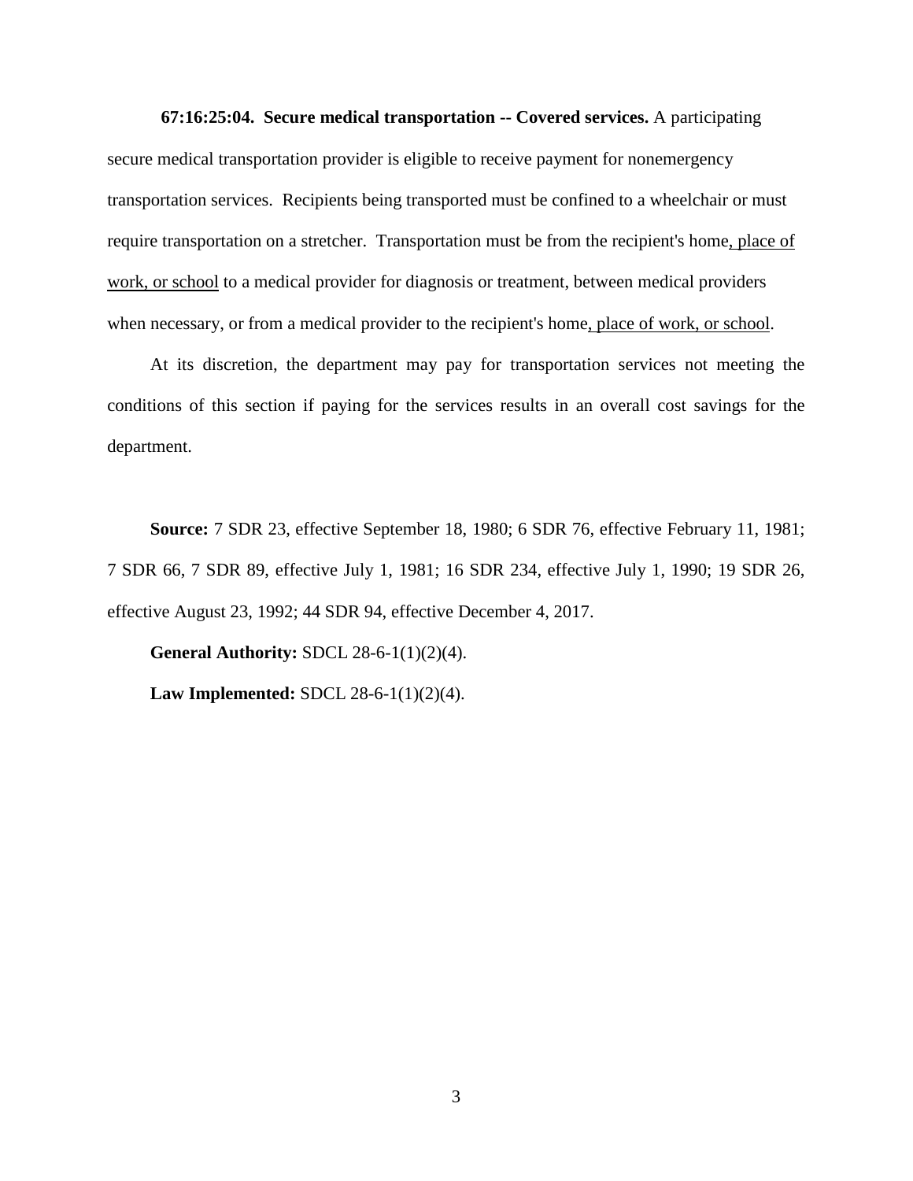**67:16:25:04. Secure medical transportation -- Covered services.** A participating secure medical transportation provider is eligible to receive payment for nonemergency transportation services. Recipients being transported must be confined to a wheelchair or must require transportation on a stretcher. Transportation must be from the recipient's home<u>, place of work, or school</u> to a medical provider for diagnosis or treatment, between medical providers when necessary, or from a medical provider to the recipient's home<u>, place of work, or school</u>.

At its discretion, the department may pay for transportation services not meeting the conditions of this section if paying for the services results in an overall cost savings for the department.

**Source:** 7 SDR 23, effective September 18, 1980; 6 SDR 76, effective February 11, 1981; 7 SDR 66, 7 SDR 89, effective July 1, 1981; 16 SDR 234, effective July 1, 1990; 19 SDR 26, effective August 23, 1992; 44 SDR 94, effective December 4, 2017.

**General Authority:** SDCL 28-6-1(1)(2)(4).

**Law Implemented:** SDCL 28-6-1(1)(2)(4).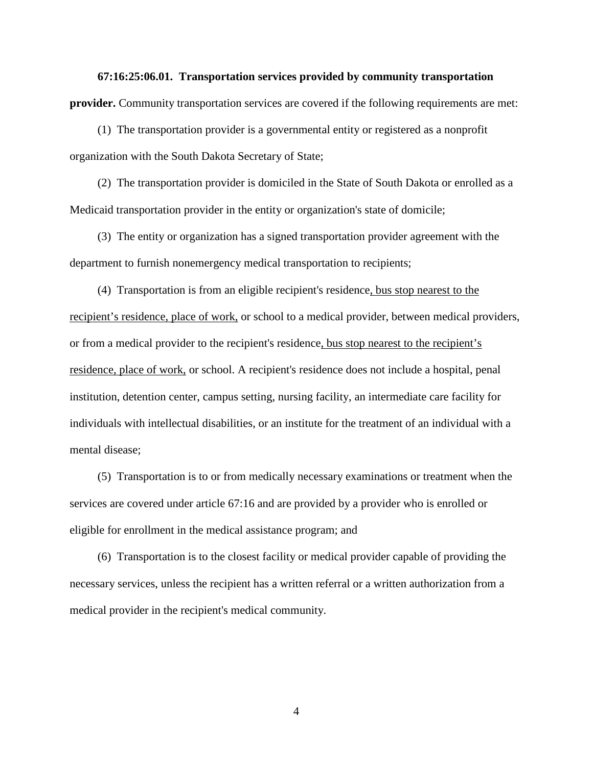**67:16:25:06.01. Transportation services provided by community transportation provider.** Community transportation services are covered if the following requirements are met:

(1) The transportation provider is a governmental entity or registered as a nonprofit organization with the South Dakota Secretary of State;

(2) The transportation provider is domiciled in the State of South Dakota or enrolled as a Medicaid transportation provider in the entity or organization's state of domicile;

(3) The entity or organization has a signed transportation provider agreement with the department to furnish nonemergency medical transportation to recipients;

(4) Transportation is from an eligible recipient's residence<u>, bus stop nearest to the recipient's residence, place of work,</u> or school to a medical provider, between medical providers, or from a medical provider to the recipient's residence<u>, bus stop nearest to the recipient's residence, place of work,</u> or school. A recipient's residence does not include a hospital, penal institution, detention center, campus setting, nursing facility, an intermediate care facility for individuals with intellectual disabilities, or an institute for the treatment of an individual with a mental disease;

(5) Transportation is to or from medically necessary examinations or treatment when the services are covered under article 67:16 and are provided by a provider who is enrolled or eligible for enrollment in the medical assistance program; and

(6) Transportation is to the closest facility or medical provider capable of providing the necessary services, unless the recipient has a written referral or a written authorization from a medical provider in the recipient's medical community.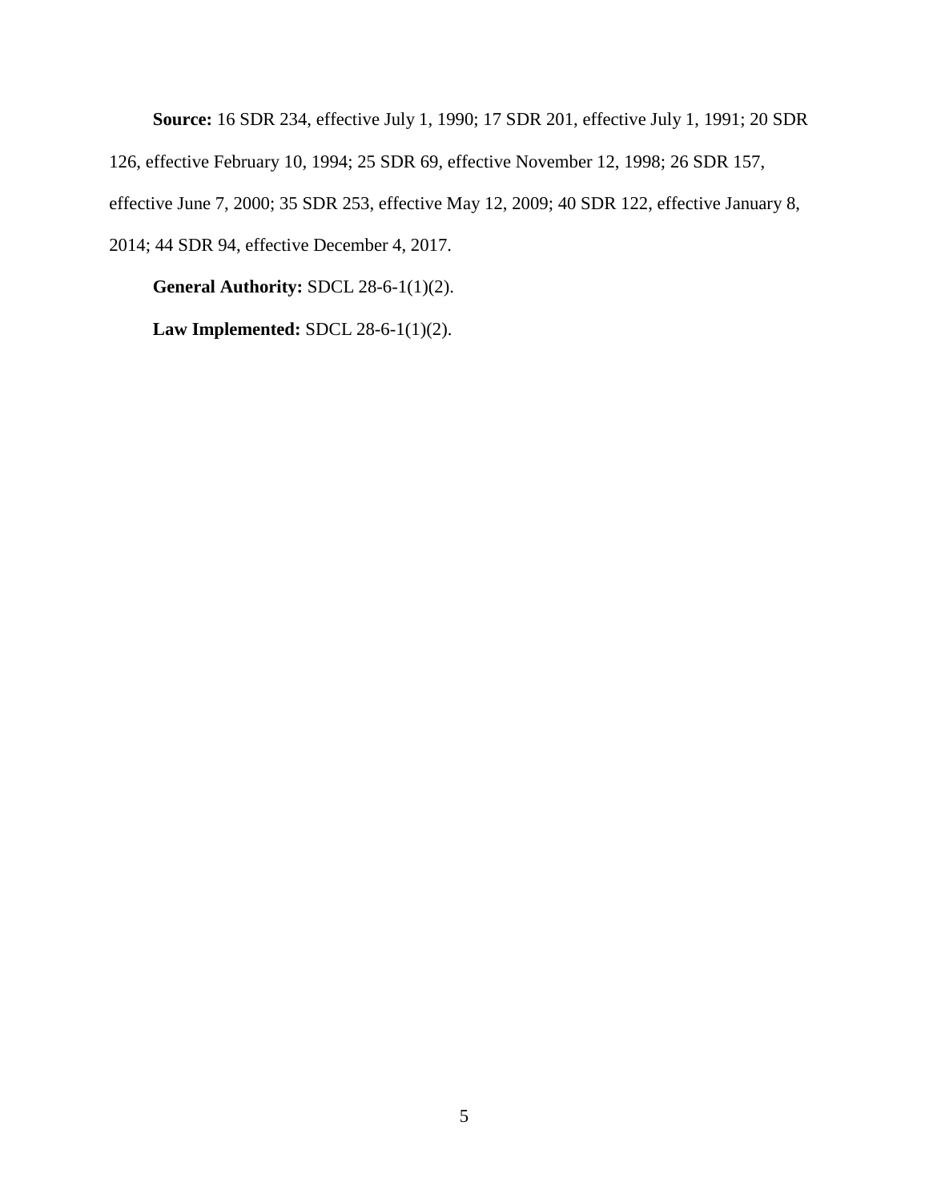**Source:** 16 SDR 234, effective July 1, 1990; 17 SDR 201, effective July 1, 1991; 20 SDR 126, effective February 10, 1994; 25 SDR 69, effective November 12, 1998; 26 SDR 157, effective June 7, 2000; 35 SDR 253, effective May 12, 2009; 40 SDR 122, effective January 8, 2014; 44 SDR 94, effective December 4, 2017.

**General Authority:** SDCL 28-6-1(1)(2).

**Law Implemented:** SDCL 28-6-1(1)(2).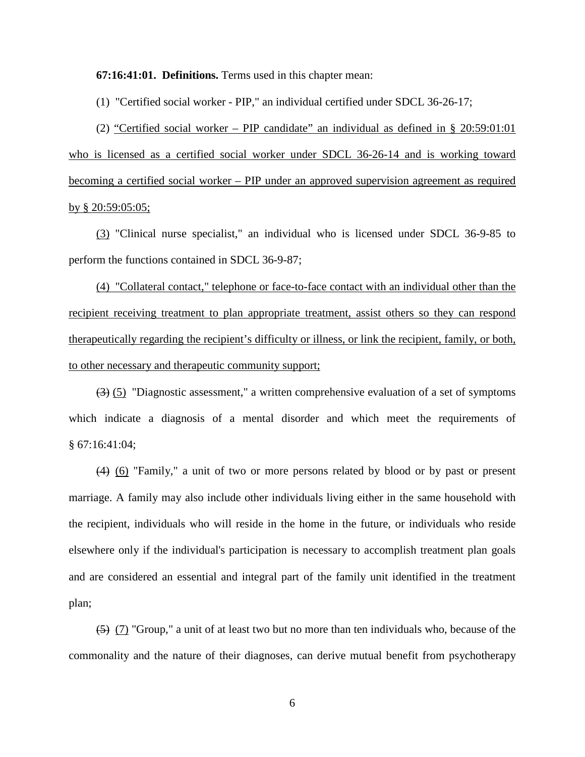**67:16:41:01. Definitions.** Terms used in this chapter mean:

(1) "Certified social worker - PIP," an individual certified under SDCL 36-26-17;

(2) <u>"Certified social worker – PIP candidate" an individual as defined in § 20:59:01:01 who is licensed as a certified social worker under SDCL 36-26-14 and is working toward becoming a certified social worker – PIP under an approved supervision agreement as required by § 20:59:05:05;</u>

<u>(3)</u> "Clinical nurse specialist," an individual who is licensed under SDCL 36-9-85 to perform the functions contained in SDCL 36-9-87;

<u>(4) "Collateral contact," telephone or face-to-face contact with an individual other than the recipient receiving treatment to plan appropriate treatment, assist others so they can respond therapeutically regarding the recipient's difficulty or illness, or link the recipient, family, or both, to other necessary and therapeutic community support;</u>

~~(3)~~ <u>(5)</u> "Diagnostic assessment," a written comprehensive evaluation of a set of symptoms which indicate a diagnosis of a mental disorder and which meet the requirements of § 67:16:41:04;

~~(4)~~ <u>(6)</u> "Family," a unit of two or more persons related by blood or by past or present marriage. A family may also include other individuals living either in the same household with the recipient, individuals who will reside in the home in the future, or individuals who reside elsewhere only if the individual's participation is necessary to accomplish treatment plan goals and are considered an essential and integral part of the family unit identified in the treatment plan;

~~(5)~~ <u>(7)</u> "Group," a unit of at least two but no more than ten individuals who, because of the commonality and the nature of their diagnoses, can derive mutual benefit from psychotherapy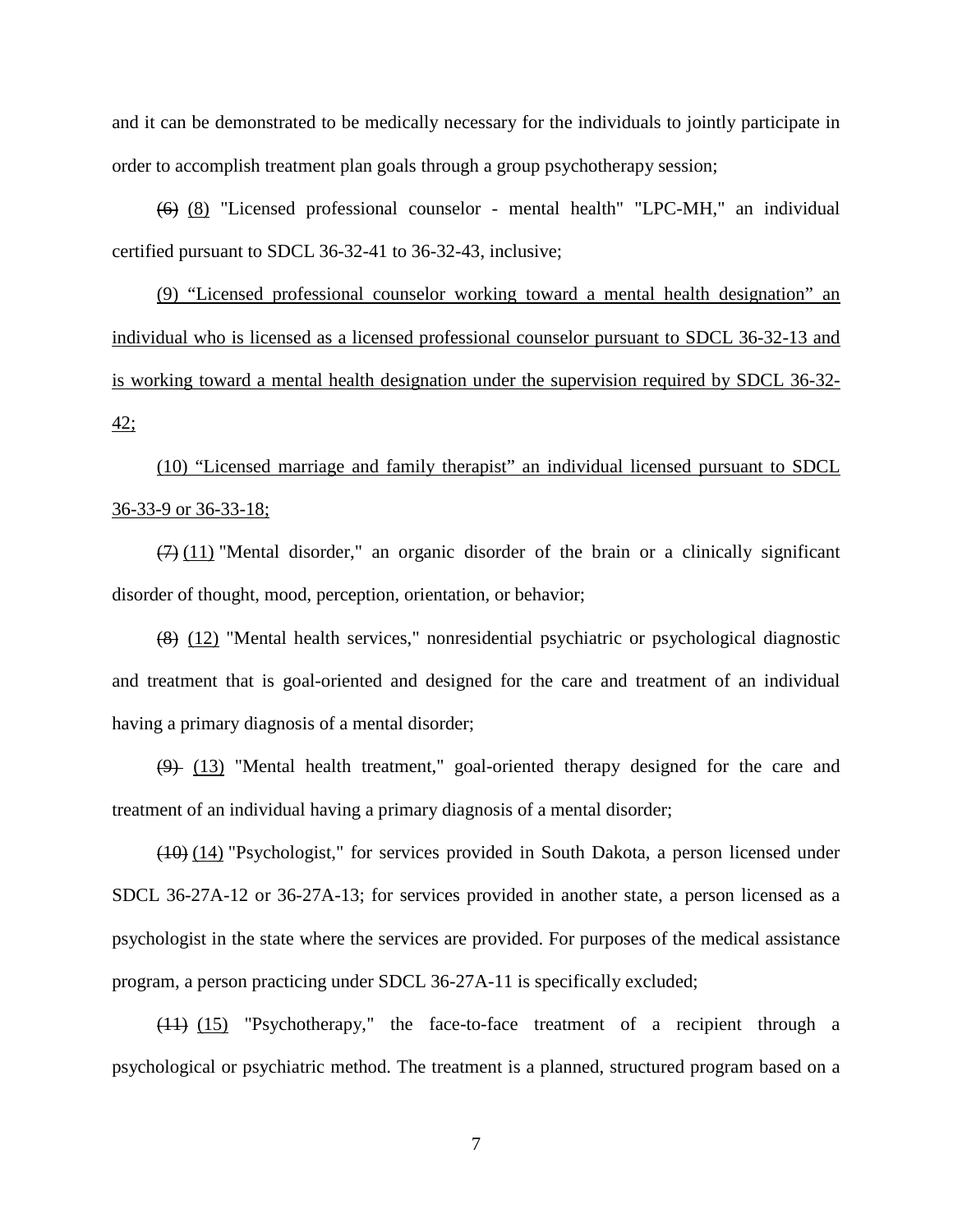and it can be demonstrated to be medically necessary for the individuals to jointly participate in order to accomplish treatment plan goals through a group psychotherapy session;

~~(6)~~ <u>(8)</u> "Licensed professional counselor - mental health" "LPC-MH," an individual certified pursuant to SDCL 36-32-41 to 36-32-43, inclusive;

<u>(9) "Licensed professional counselor working toward a mental health designation" an individual who is licensed as a licensed professional counselor pursuant to SDCL 36-32-13 and is working toward a mental health designation under the supervision required by SDCL 36-32-42;</u>

<u>(10) "Licensed marriage and family therapist" an individual licensed pursuant to SDCL 36-33-9 or 36-33-18;</u>

~~(7)~~ <u>(11)</u> "Mental disorder," an organic disorder of the brain or a clinically significant disorder of thought, mood, perception, orientation, or behavior;

~~(8)~~ <u>(12)</u> "Mental health services," nonresidential psychiatric or psychological diagnostic and treatment that is goal-oriented and designed for the care and treatment of an individual having a primary diagnosis of a mental disorder;

~~(9)~~ <u>(13)</u> "Mental health treatment," goal-oriented therapy designed for the care and treatment of an individual having a primary diagnosis of a mental disorder;

~~(10)~~ <u>(14)</u> "Psychologist," for services provided in South Dakota, a person licensed under SDCL 36-27A-12 or 36-27A-13; for services provided in another state, a person licensed as a psychologist in the state where the services are provided. For purposes of the medical assistance program, a person practicing under SDCL 36-27A-11 is specifically excluded;

~~(11)~~ <u>(15)</u> "Psychotherapy," the face-to-face treatment of a recipient through a psychological or psychiatric method. The treatment is a planned, structured program based on a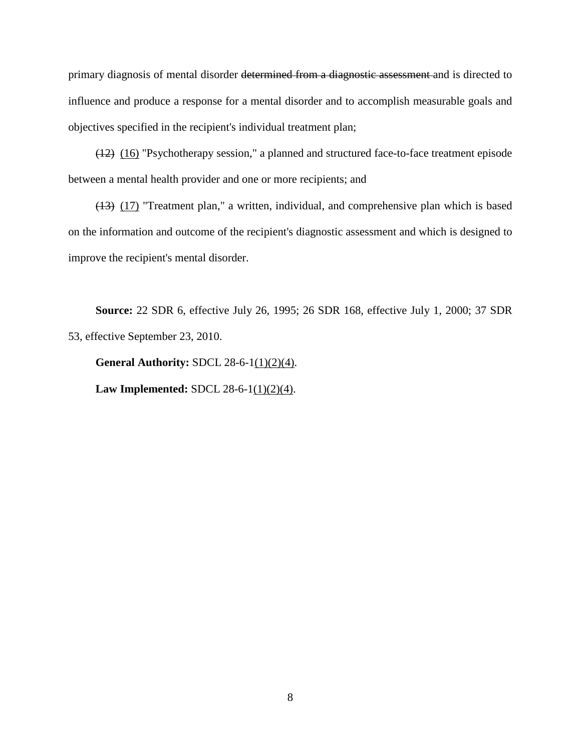primary diagnosis of mental disorder ~~determined from a diagnostic assessment~~ and is directed to influence and produce a response for a mental disorder and to accomplish measurable goals and objectives specified in the recipient's individual treatment plan;

~~(12)~~ <u>(16)</u> "Psychotherapy session," a planned and structured face-to-face treatment episode between a mental health provider and one or more recipients; and

~~(13)~~ <u>(17)</u> "Treatment plan," a written, individual, and comprehensive plan which is based on the information and outcome of the recipient's diagnostic assessment and which is designed to improve the recipient's mental disorder.

**Source:** 22 SDR 6, effective July 26, 1995; 26 SDR 168, effective July 1, 2000; 37 SDR 53, effective September 23, 2010.

**General Authority:** SDCL 28-6-1<u>(1)(2)(4)</u>.

**Law Implemented:** SDCL 28-6-1<u>(1)(2)(4)</u>.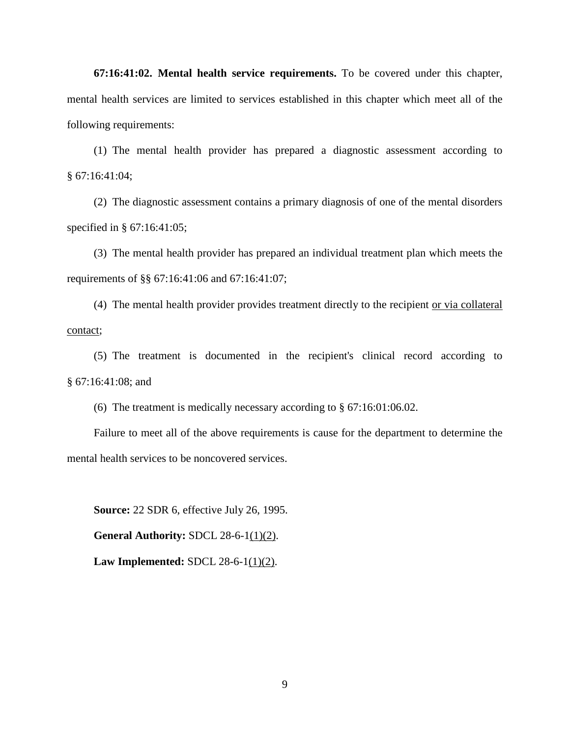**67:16:41:02. Mental health service requirements.** To be covered under this chapter, mental health services are limited to services established in this chapter which meet all of the following requirements:

(1) The mental health provider has prepared a diagnostic assessment according to § 67:16:41:04;

(2) The diagnostic assessment contains a primary diagnosis of one of the mental disorders specified in § 67:16:41:05;

(3) The mental health provider has prepared an individual treatment plan which meets the requirements of §§ 67:16:41:06 and 67:16:41:07;

(4) The mental health provider provides treatment directly to the recipient <u>or via collateral contact</u>;

(5) The treatment is documented in the recipient's clinical record according to § 67:16:41:08; and

(6) The treatment is medically necessary according to § 67:16:01:06.02.

Failure to meet all of the above requirements is cause for the department to determine the mental health services to be noncovered services.

**Source:** 22 SDR 6, effective July 26, 1995.

**General Authority:** SDCL 28-6-1<u>(1)(2)</u>.

**Law Implemented:** SDCL 28-6-1<u>(1)(2)</u>.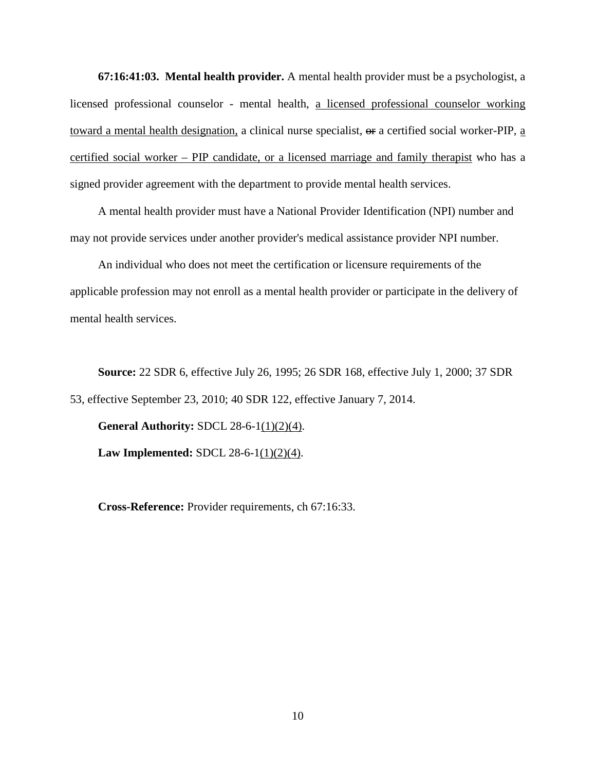**67:16:41:03. Mental health provider.** A mental health provider must be a psychologist, a licensed professional counselor - mental health, <u>a licensed professional counselor working toward a mental health designation,</u> a clinical nurse specialist, ~~or~~ a certified social worker-PIP, <u>a certified social worker – PIP candidate, or a licensed marriage and family therapist</u> who has a signed provider agreement with the department to provide mental health services.

A mental health provider must have a National Provider Identification (NPI) number and may not provide services under another provider's medical assistance provider NPI number.

An individual who does not meet the certification or licensure requirements of the applicable profession may not enroll as a mental health provider or participate in the delivery of mental health services.

**Source:** 22 SDR 6, effective July 26, 1995; 26 SDR 168, effective July 1, 2000; 37 SDR 53, effective September 23, 2010; 40 SDR 122, effective January 7, 2014.

**General Authority:** SDCL 28-6-1<u>(1)(2)(4)</u>.

**Law Implemented:** SDCL 28-6-1<u>(1)(2)(4)</u>.

**Cross-Reference:** Provider requirements, ch 67:16:33.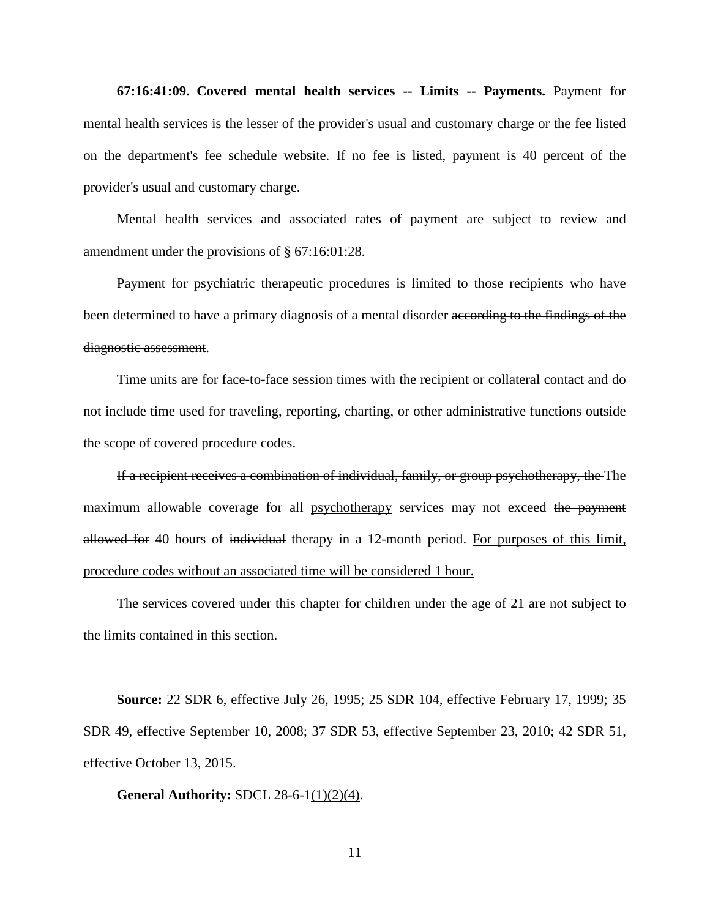**67:16:41:09. Covered mental health services -- Limits -- Payments.** Payment for mental health services is the lesser of the provider's usual and customary charge or the fee listed on the department's fee schedule website. If no fee is listed, payment is 40 percent of the provider's usual and customary charge.

Mental health services and associated rates of payment are subject to review and amendment under the provisions of § 67:16:01:28.

Payment for psychiatric therapeutic procedures is limited to those recipients who have been determined to have a primary diagnosis of a mental disorder ~~according to the findings of the diagnostic assessment~~.

Time units are for face-to-face session times with the recipient <u>or collateral contact</u> and do not include time used for traveling, reporting, charting, or other administrative functions outside the scope of covered procedure codes.

~~If a recipient receives a combination of individual, family, or group psychotherapy, the~~ <u>The</u> maximum allowable coverage for all <u>psychotherapy</u> services may not exceed ~~the payment allowed for~~ 40 hours of ~~individual~~ therapy in a 12-month period. <u>For purposes of this limit, procedure codes without an associated time will be considered 1 hour.</u>

The services covered under this chapter for children under the age of 21 are not subject to the limits contained in this section.

**Source:** 22 SDR 6, effective July 26, 1995; 25 SDR 104, effective February 17, 1999; 35 SDR 49, effective September 10, 2008; 37 SDR 53, effective September 23, 2010; 42 SDR 51, effective October 13, 2015.

**General Authority:** SDCL 28-6-1<u>(1)(2)(4)</u>.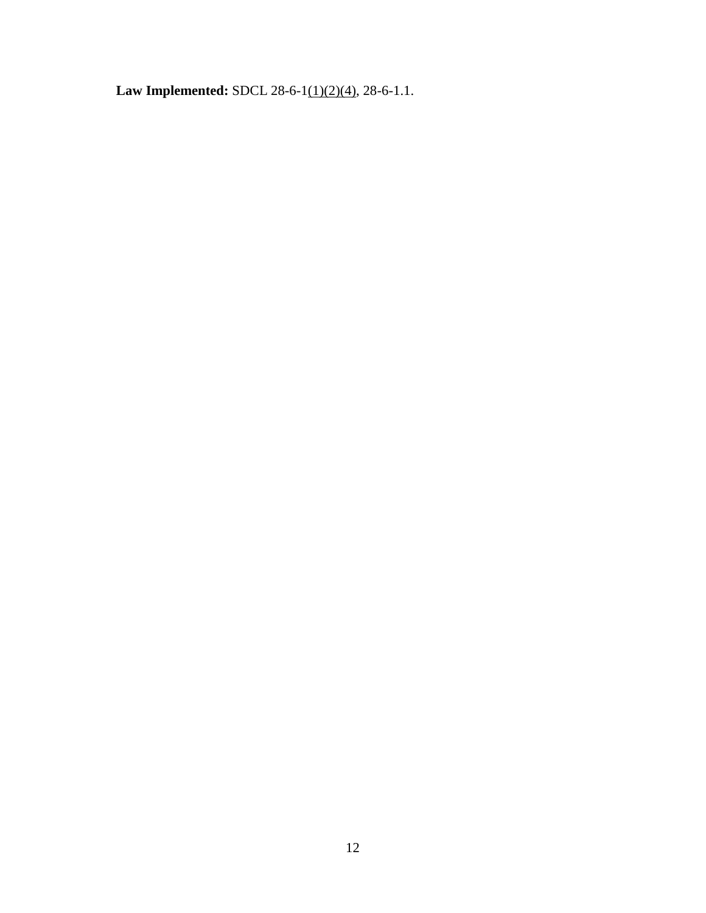**Law Implemented:** SDCL 28-6-1<u>(1)(2)(4)</u>, 28-6-1.1.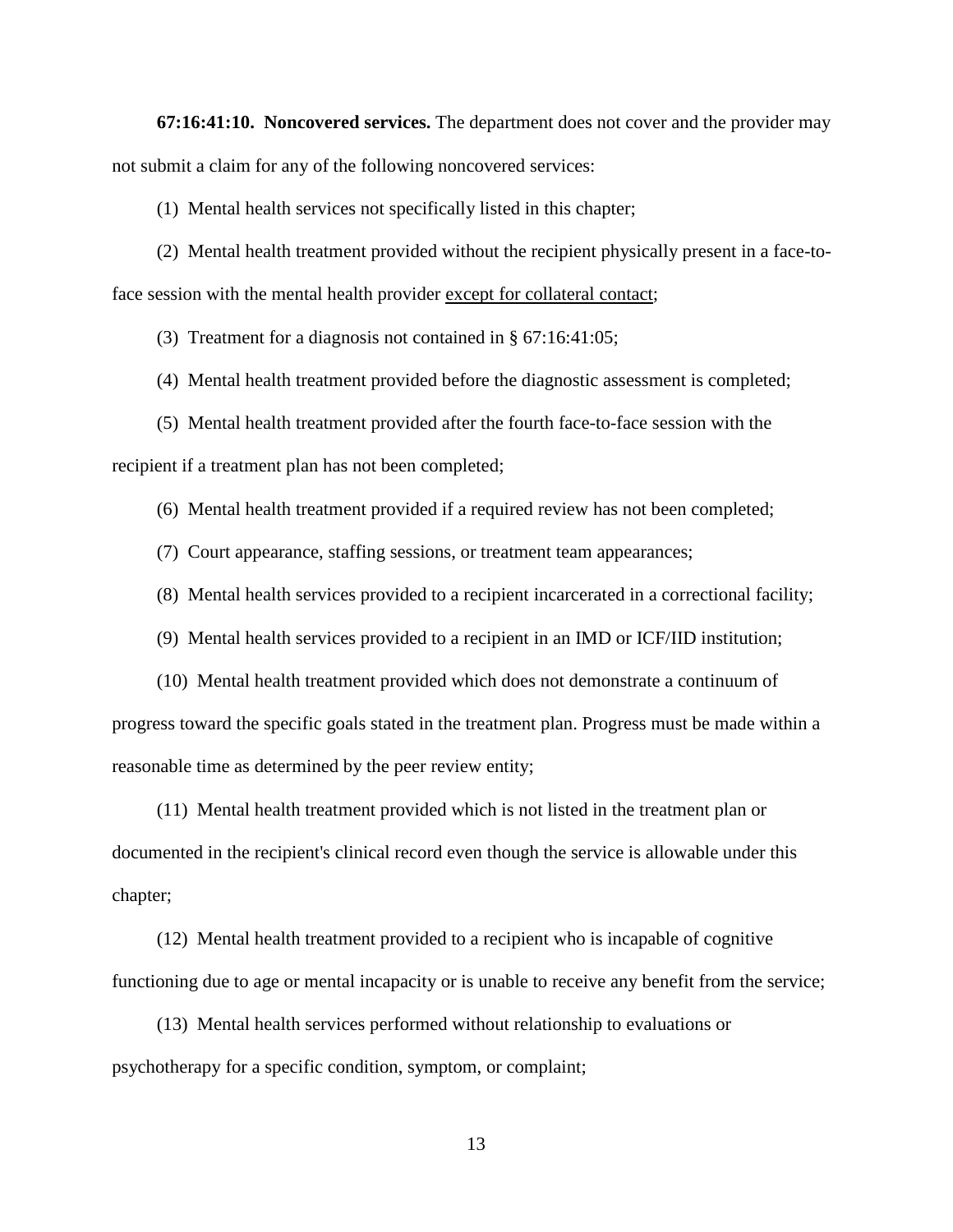**67:16:41:10. Noncovered services.** The department does not cover and the provider may not submit a claim for any of the following noncovered services:

(1) Mental health services not specifically listed in this chapter;

(2) Mental health treatment provided without the recipient physically present in a face-to-face session with the mental health provider <u>except for collateral contact</u>;

(3) Treatment for a diagnosis not contained in § 67:16:41:05;

(4) Mental health treatment provided before the diagnostic assessment is completed;

(5) Mental health treatment provided after the fourth face-to-face session with the recipient if a treatment plan has not been completed;

(6) Mental health treatment provided if a required review has not been completed;

(7) Court appearance, staffing sessions, or treatment team appearances;

(8) Mental health services provided to a recipient incarcerated in a correctional facility;

(9) Mental health services provided to a recipient in an IMD or ICF/IID institution;

(10) Mental health treatment provided which does not demonstrate a continuum of progress toward the specific goals stated in the treatment plan. Progress must be made within a reasonable time as determined by the peer review entity;

(11) Mental health treatment provided which is not listed in the treatment plan or documented in the recipient's clinical record even though the service is allowable under this chapter;

(12) Mental health treatment provided to a recipient who is incapable of cognitive functioning due to age or mental incapacity or is unable to receive any benefit from the service;

(13) Mental health services performed without relationship to evaluations or psychotherapy for a specific condition, symptom, or complaint;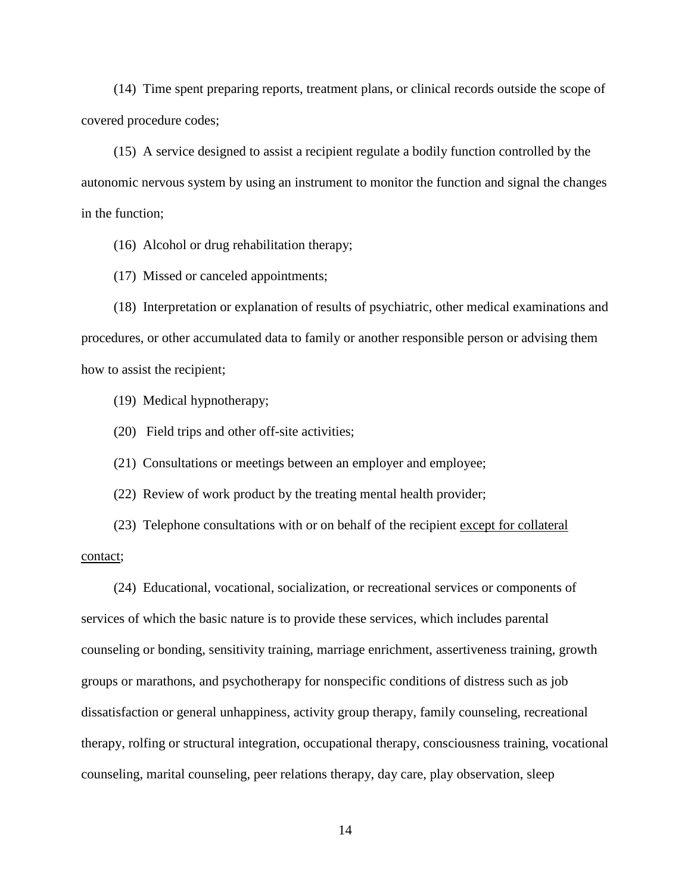(14) Time spent preparing reports, treatment plans, or clinical records outside the scope of covered procedure codes;

(15) A service designed to assist a recipient regulate a bodily function controlled by the autonomic nervous system by using an instrument to monitor the function and signal the changes in the function;

(16) Alcohol or drug rehabilitation therapy;

(17) Missed or canceled appointments;

(18) Interpretation or explanation of results of psychiatric, other medical examinations and procedures, or other accumulated data to family or another responsible person or advising them how to assist the recipient;

(19) Medical hypnotherapy;

(20) Field trips and other off-site activities;

(21) Consultations or meetings between an employer and employee;

(22) Review of work product by the treating mental health provider;

(23) Telephone consultations with or on behalf of the recipient <u>except for collateral contact</u>;

(24) Educational, vocational, socialization, or recreational services or components of services of which the basic nature is to provide these services, which includes parental counseling or bonding, sensitivity training, marriage enrichment, assertiveness training, growth groups or marathons, and psychotherapy for nonspecific conditions of distress such as job dissatisfaction or general unhappiness, activity group therapy, family counseling, recreational therapy, rolfing or structural integration, occupational therapy, consciousness training, vocational counseling, marital counseling, peer relations therapy, day care, play observation, sleep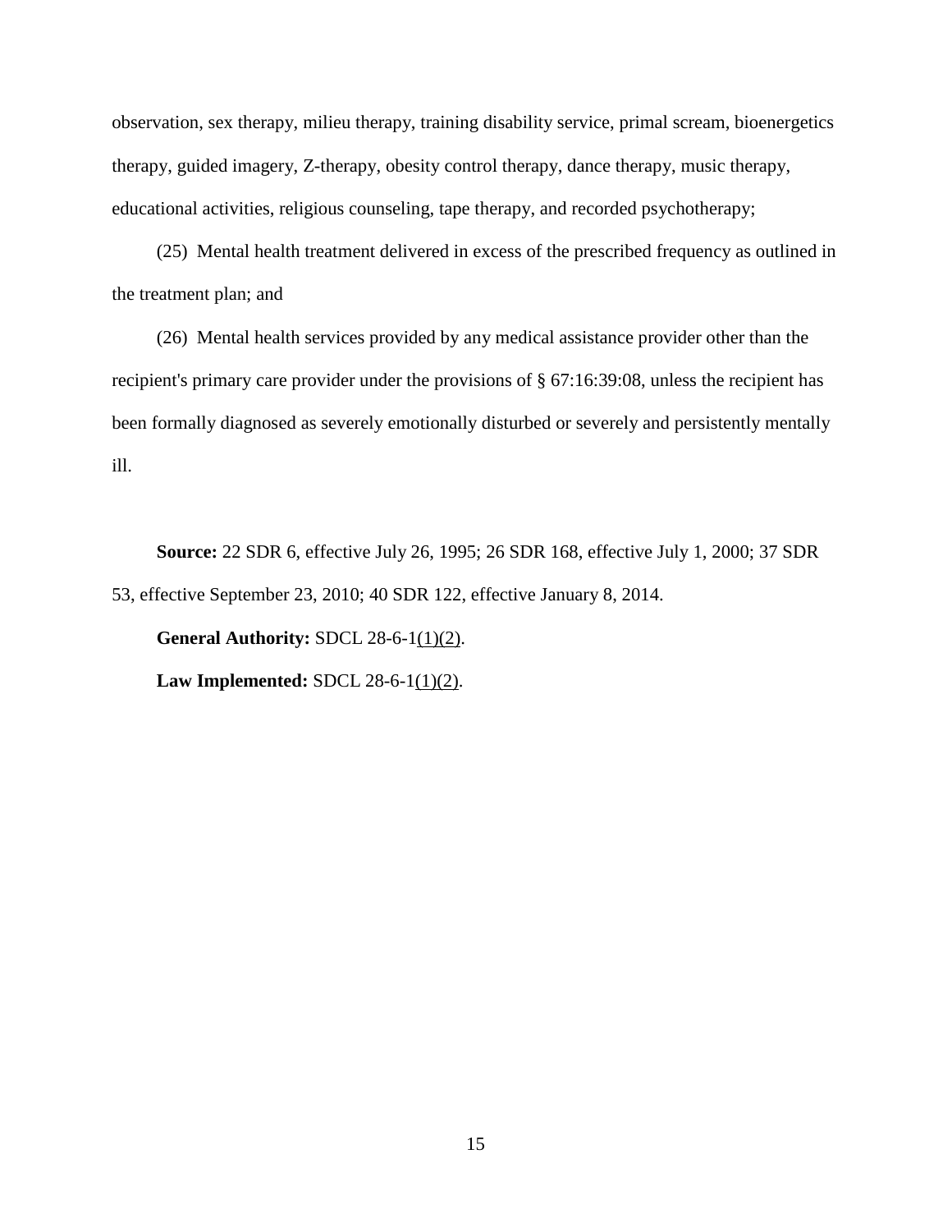observation, sex therapy, milieu therapy, training disability service, primal scream, bioenergetics therapy, guided imagery, Z-therapy, obesity control therapy, dance therapy, music therapy, educational activities, religious counseling, tape therapy, and recorded psychotherapy;

(25) Mental health treatment delivered in excess of the prescribed frequency as outlined in the treatment plan; and

(26) Mental health services provided by any medical assistance provider other than the recipient's primary care provider under the provisions of § 67:16:39:08, unless the recipient has been formally diagnosed as severely emotionally disturbed or severely and persistently mentally ill.

**Source:** 22 SDR 6, effective July 26, 1995; 26 SDR 168, effective July 1, 2000; 37 SDR 53, effective September 23, 2010; 40 SDR 122, effective January 8, 2014.

**General Authority:** SDCL 28-6-1(1)(2).

**Law Implemented:** SDCL 28-6-1(1)(2).